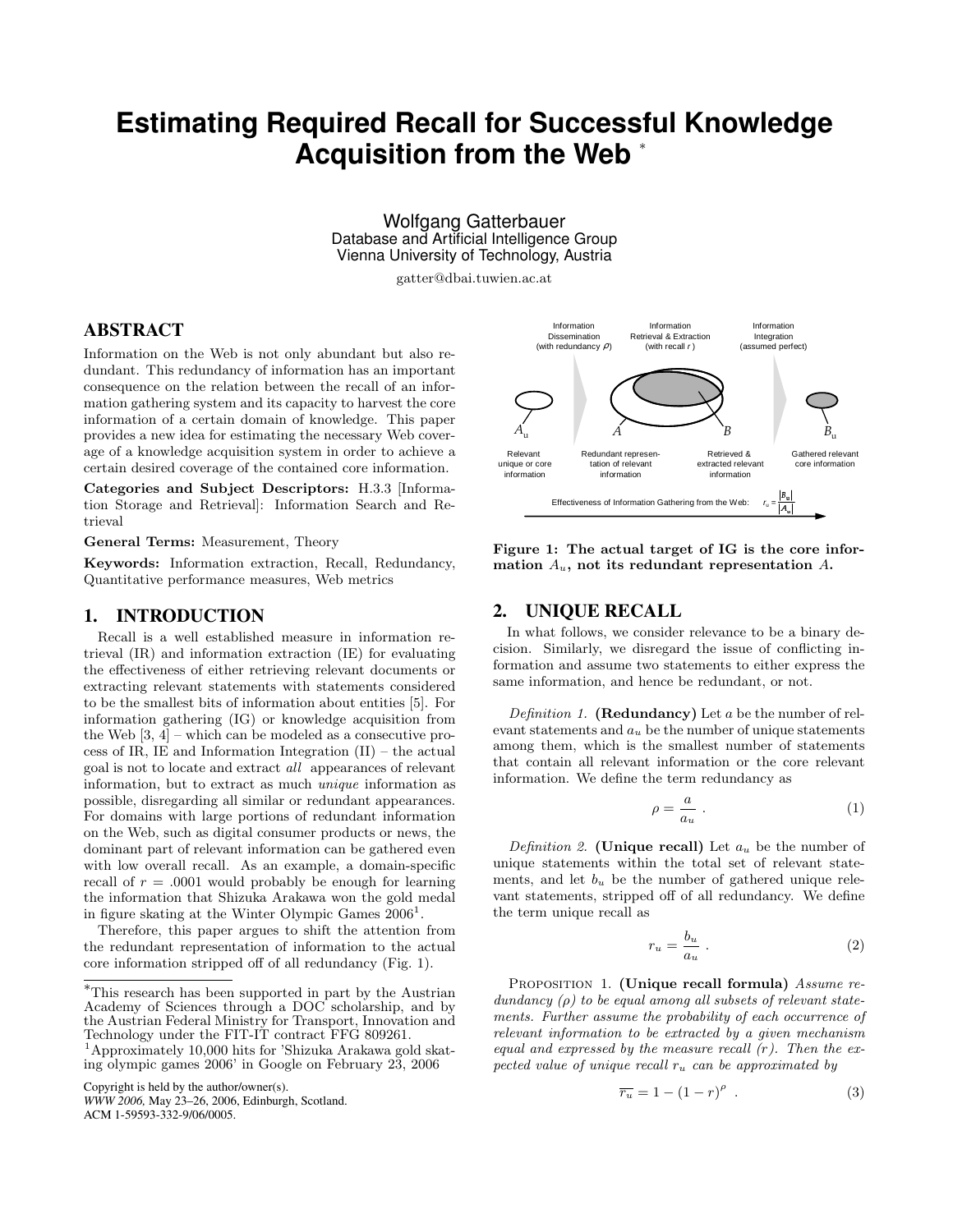# Estimating Required Recall for Successful Knowledge Acquisition from the Web *

Wolfgang Gatterbauer
Database and Artificial Intelligence Group
Vienna University of Technology, Austria
gatter@dbai.tuwien.ac.at

## ABSTRACT

Information on the Web is not only abundant but also redundant. This redundancy of information has an important consequence on the relation between the recall of an information gathering system and its capacity to harvest the core information of a certain domain of knowledge. This paper provides a new idea for estimating the necessary Web coverage of a knowledge acquisition system in order to achieve a certain desired coverage of the contained core information.

**Categories and Subject Descriptors:** H.3.3 [Information Storage and Retrieval]: Information Search and Retrieval

**General Terms:** Measurement, Theory

**Keywords:** Information extraction, Recall, Redundancy, Quantitative performance measures, Web metrics

## 1. INTRODUCTION

Recall is a well established measure in information retrieval (IR) and information extraction (IE) for evaluating the effectiveness of either retrieving relevant documents or extracting relevant statements with statements considered to be the smallest bits of information about entities [5]. For information gathering (IG) or knowledge acquisition from the Web [3, 4] – which can be modeled as a consecutive process of IR, IE and Information Integration (II) – the actual goal is not to locate and extract *all* appearances of relevant information, but to extract as much *unique* information as possible, disregarding all similar or redundant appearances. For domains with large portions of redundant information on the Web, such as digital consumer products or news, the dominant part of relevant information can be gathered even with low overall recall. As an example, a domain-specific recall of $r = .0001$ would probably be enough for learning the information that Shizuka Arakawa won the gold medal in figure skating at the Winter Olympic Games 2006[1].

Therefore, this paper argues to shift the attention from the redundant representation of information to the actual core information stripped off of all redundancy (Fig. 1).

*This research has been supported in part by the Austrian Academy of Sciences through a DOC scholarship, and by the Austrian Federal Ministry for Transport, Innovation and Technology under the FIT-IT contract FFG 809261.

[1] Approximately 10,000 hits for 'Shizuka Arakawa gold skating olympic games 2006' in Google on February 23, 2006

Copyright is held by the author/owner(s).
*WWW 2006,* May 23–26, 2006, Edinburgh, Scotland.
ACM 1-59593-332-9/06/0005.

Information Dissemination (with redundancy $\rho$) | Information Retrieval & Extraction (with recall $r$) | Information Integration (assumed perfect)

$A_u$: Relevant unique or core information; $A$: Redundant representation of relevant information; $B$: Retrieved & extracted relevant information; $B_u$: Gathered relevant core information

Effectiveness of Information Gathering from the Web: $r_u = \frac{|B_u|}{|A_u|}$

**Figure 1: The actual target of IG is the core information $A_u$, not its redundant representation $A$.**

## 2. UNIQUE RECALL

In what follows, we consider relevance to be a binary decision. Similarly, we disregard the issue of conflicting information and assume two statements to either express the same information, and hence be redundant, or not.

*Definition 1.* **(Redundancy)** Let $a$ be the number of relevant statements and $a_u$ be the number of unique statements among them, which is the smallest number of statements that contain all relevant information or the core relevant information. We define the term redundancy as

$$\rho = \frac{a}{a_u} \ . \tag{1}$$

*Definition 2.* **(Unique recall)** Let $a_u$ be the number of unique statements within the total set of relevant statements, and let $b_u$ be the number of gathered unique relevant statements, stripped off of all redundancy. We define the term unique recall as

$$r_u = \frac{b_u}{a_u} \ . \tag{2}$$

PROPOSITION 1. **(Unique recall formula)** *Assume redundancy ($\rho$) to be equal among all subsets of relevant statements. Further assume the probability of each occurrence of relevant information to be extracted by a given mechanism equal and expressed by the measure recall ($r$). Then the expected value of unique recall $r_u$ can be approximated by*

$$\overline{r_u} = 1 - (1 - r)^{\rho} \ . \tag{3}$$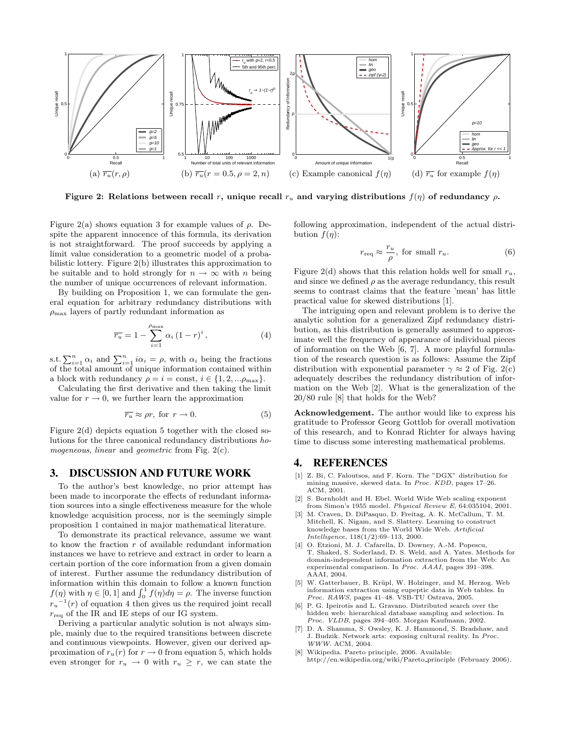(a) $\overline{r_u}(r, \rho)$

Unique recall
Recall
0 0.5 1
ρ=2
ρ=5
ρ=10
ρ=1

(b) $\overline{r_u}(r = 0.5, \rho = 2, n)$

Unique recall
Number of total units of relevant information
1 10 100 1000
0.5 0.75 1
$r_u$ with ρ=2, r=0.5
5th and 95th perc
$r_u \to 1-(1-r)^\rho$

(c) Example canonical $f(\eta)$

Redundancy of Information
Amount of unique Information
0 1/ρ
ρ 2ρ
hom
lin
geo
zipf (γ=2)

(d) $\overline{r_u}$ for example $f(\eta)$

Unique recall
Recall
0 0.5 1
ρ=10
hom
lin
geo
Approx. for r << 1

**Figure 2: Relations between recall $r$, unique recall $r_u$ and varying distributions $f(\eta)$ of redundancy $\rho$.**

Figure 2(a) shows equation 3 for example values of $\rho$. Despite the apparent innocence of this formula, its derivation is not straightforward. The proof succeeds by applying a limit value consideration to a geometric model of a probabilistic lottery. Figure 2(b) illustrates this approximation to be suitable and to hold strongly for $n \to \infty$ with $n$ being the number of unique occurrences of relevant information.

By building on Proposition 1, we can formulate the general equation for arbitrary redundancy distributions with $\rho_{\max}$ layers of partly redundant information as

$$\overline{r_u} = 1 - \sum_{i=1}^{\rho_{\max}} \alpha_i \left(1 - r\right)^i, \tag{4}$$

s.t. $\sum_{i=1}^{n} \alpha_i$ and $\sum_{i=1}^{n} i\alpha_i = \rho$, with $\alpha_i$ being the fractions of the total amount of unique information contained within a block with redundancy $\rho = i = \text{const}$, $i \in \{1, 2, ...\rho_{\max}\}$.

Calculating the first derivative and then taking the limit value for $r \to 0$, we further learn the approximation

$$\overline{r_u} \approx \rho r, \text{ for } r \to 0. \tag{5}$$

Figure 2(d) depicts equation 5 together with the closed solutions for the three canonical redundancy distributions *homogeneous*, *linear* and *geometric* from Fig. 2(c).

## 3. DISCUSSION AND FUTURE WORK

To the author's best knowledge, no prior attempt has been made to incorporate the effects of redundant information sources into a single effectiveness measure for the whole knowledge acquisition process, nor is the seemingly simple proposition 1 contained in major mathematical literature.

To demonstrate its practical relevance, assume we want to know the fraction $r$ of available redundant information instances we have to retrieve and extract in order to learn a certain portion of the core information from a given domain of interest. Further assume the redundancy distribution of information within this domain to follow a known function $f(\eta)$ with $\eta \in [0, 1]$ and $\int_0^1 f(\eta) d\eta = \rho$. The inverse function ${r_u}^{-1}(r)$ of equation 4 then gives us the required joint recall $r_{\text{req}}$ of the IR and IE steps of our IG system.

Deriving a particular analytic solution is not always simple, mainly due to the required transitions between discrete and continuous viewpoints. However, given our derived approximation of $r_u(r)$ for $r \to 0$ from equation 5, which holds even stronger for $r_u \to 0$ with $r_u \geq r$, we can state the following approximation, independent of the actual distribution $f(\eta)$:

$$r_{\text{req}} \approx \frac{r_u}{\rho}, \text{ for small } r_u. \tag{6}$$

Figure 2(d) shows that this relation holds well for small $r_u$, and since we defined $\rho$ as the average redundancy, this result seems to contrast claims that the feature 'mean' has little practical value for skewed distributions [1].

The intriguing open and relevant problem is to derive the analytic solution for a generalized Zipf redundancy distribution, as this distribution is generally assumed to approximate well the frequency of appearance of individual pieces of information on the Web [6, 7]. A more playful formulation of the research question is as follows: Assume the Zipf distribution with exponential parameter $\gamma \approx 2$ of Fig. 2(c) adequately describes the redundancy distribution of information on the Web [2]. What is the generalization of the 20/80 rule [8] that holds for the Web?

**Acknowledgement.** The author would like to express his gratitude to Professor Georg Gottlob for overall motivation of this research, and to Konrad Richter for always having time to discuss some interesting mathematical problems.

## 4. REFERENCES

[1] Z. Bi, C. Faloutsos, and F. Korn. The "DGX" distribution for mining massive, skewed data. In *Proc. KDD*, pages 17–26. ACM, 2001.

[2] S. Bornholdt and H. Ebel. World Wide Web scaling exponent from Simon's 1955 model. *Physical Review E*, 64:035104, 2001.

[3] M. Craven, D. DiPasquo, D. Freitag, A. K. McCallum, T. M. Mitchell, K. Nigam, and S. Slattery. Learning to construct knowledge bases from the World Wide Web. *Artificial Intelligence*, 118(1/2):69–113, 2000.

[4] O. Etzioni, M. J. Cafarella, D. Downey, A.-M. Popescu, T. Shaked, S. Soderland, D. S. Weld, and A. Yates. Methods for domain-independent information extraction from the Web: An experimental comparison. In *Proc. AAAI*, pages 391–398. AAAI, 2004.

[5] W. Gatterbauer, B. Krüpl, W. Holzinger, and M. Herzog. Web information extraction using eupeptic data in Web tables. In *Proc. RAWS*, pages 41–48. VSB-TU Ostrava, 2005.

[6] P. G. Ipeirotis and L. Gravano. Distributed search over the hidden web: hierarchical database sampling and selection. In *Proc. VLDB*, pages 394–405. Morgan Kaufmann, 2002.

[7] D. A. Shamma, S. Owsley, K. J. Hammond, S. Bradshaw, and J. Budzik. Network arts: exposing cultural reality. In *Proc. WWW*. ACM, 2004.

[8] Wikipedia. Pareto principle, 2006. Available: http://en.wikipedia.org/wiki/Pareto_principle (February 2006).